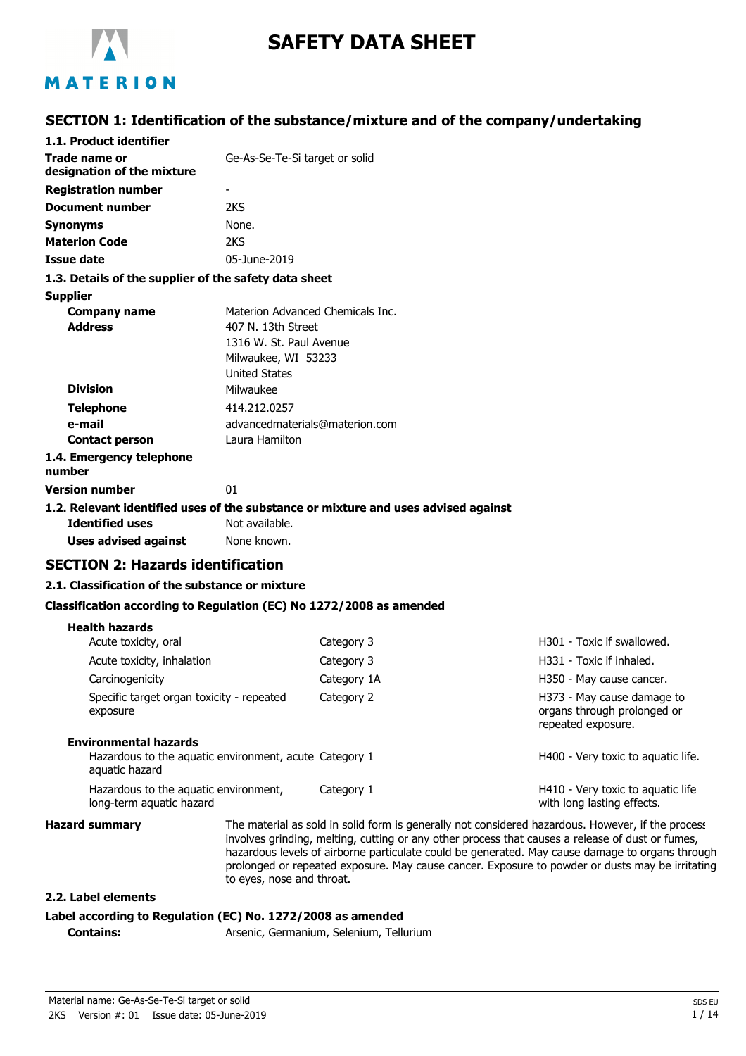# SAFETY DATA SHEET

## SECTION 1: Identification of the substance/mixture and of the company/undertaking

### 1.1. Product identifier

| | |
|---|---|
| **Trade name or designation of the mixture** | Ge-As-Se-Te-Si target or solid |
| **Registration number** | - |
| **Document number** | 2KS |
| **Synonyms** | None. |
| **Materion Code** | 2KS |
| **Issue date** | 05-June-2019 |

### 1.3. Details of the supplier of the safety data sheet

**Supplier**

| | |
|---|---|
| **Company name** | Materion Advanced Chemicals Inc. |
| **Address** | 407 N. 13th Street<br>1316 W. St. Paul Avenue<br>Milwaukee, WI 53233<br>United States |
| **Division** | Milwaukee |
| **Telephone** | 414.212.0257 |
| **e-mail** | advancedmaterials@materion.com |
| **Contact person** | Laura Hamilton |

### 1.4. Emergency telephone number

**Version number** 01

### 1.2. Relevant identified uses of the substance or mixture and uses advised against

| | |
|---|---|
| **Identified uses** | Not available. |
| **Uses advised against** | None known. |

## SECTION 2: Hazards identification

### 2.1. Classification of the substance or mixture

**Classification according to Regulation (EC) No 1272/2008 as amended**

| | | |
|---|---|---|
| **Health hazards** | | |
| Acute toxicity, oral | Category 3 | H301 - Toxic if swallowed. |
| Acute toxicity, inhalation | Category 3 | H331 - Toxic if inhaled. |
| Carcinogenicity | Category 1A | H350 - May cause cancer. |
| Specific target organ toxicity - repeated exposure | Category 2 | H373 - May cause damage to organs through prolonged or repeated exposure. |
| **Environmental hazards** | | |
| Hazardous to the aquatic environment, acute aquatic hazard | Category 1 | H400 - Very toxic to aquatic life. |
| Hazardous to the aquatic environment, long-term aquatic hazard | Category 1 | H410 - Very toxic to aquatic life with long lasting effects. |

**Hazard summary** The material as sold in solid form is generally not considered hazardous. However, if the process involves grinding, melting, cutting or any other process that causes a release of dust or fumes, hazardous levels of airborne particulate could be generated. May cause damage to organs through prolonged or repeated exposure. May cause cancer. Exposure to powder or dusts may be irritating to eyes, nose and throat.

### 2.2. Label elements

**Label according to Regulation (EC) No. 1272/2008 as amended**

**Contains:** Arsenic, Germanium, Selenium, Tellurium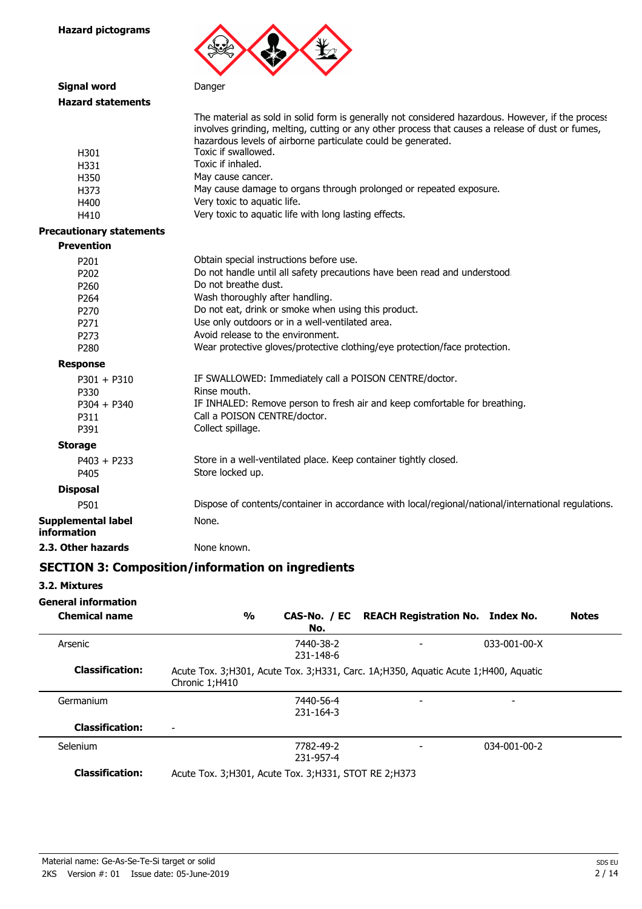**Hazard pictograms**

**Signal word** Danger

**Hazard statements**

The material as sold in solid form is generally not considered hazardous. However, if the process involves grinding, melting, cutting or any other process that causes a release of dust or fumes, hazardous levels of airborne particulate could be generated.

| | |
|---|---|
| H301 | Toxic if swallowed. |
| H331 | Toxic if inhaled. |
| H350 | May cause cancer. |
| H373 | May cause damage to organs through prolonged or repeated exposure. |
| H400 | Very toxic to aquatic life. |
| H410 | Very toxic to aquatic life with long lasting effects. |

**Precautionary statements**

**Prevention**

| | |
|---|---|
| P201 | Obtain special instructions before use. |
| P202 | Do not handle until all safety precautions have been read and understood. |
| P260 | Do not breathe dust. |
| P264 | Wash thoroughly after handling. |
| P270 | Do not eat, drink or smoke when using this product. |
| P271 | Use only outdoors or in a well-ventilated area. |
| P273 | Avoid release to the environment. |
| P280 | Wear protective gloves/protective clothing/eye protection/face protection. |

**Response**

| | |
|---|---|
| P301 + P310 | IF SWALLOWED: Immediately call a POISON CENTRE/doctor. |
| P330 | Rinse mouth. |
| P304 + P340 | IF INHALED: Remove person to fresh air and keep comfortable for breathing. |
| P311 | Call a POISON CENTRE/doctor. |
| P391 | Collect spillage. |

**Storage**

| | |
|---|---|
| P403 + P233 | Store in a well-ventilated place. Keep container tightly closed. |
| P405 | Store locked up. |

**Disposal**

| | |
|---|---|
| P501 | Dispose of contents/container in accordance with local/regional/national/international regulations. |

**Supplemental label information** None.

**2.3. Other hazards** None known.

## SECTION 3: Composition/information on ingredients

### 3.2. Mixtures

**General information**

| Chemical name | % | CAS-No. / EC No. | REACH Registration No. | Index No. | Notes |
|---|---|---|---|---|---|
| Arsenic | | 7440-38-2<br>231-148-6 | - | 033-001-00-X | |
| **Classification:** | Acute Tox. 3;H301, Acute Tox. 3;H331, Carc. 1A;H350, Aquatic Acute 1;H400, Aquatic Chronic 1;H410 | | | | |
| Germanium | | 7440-56-4<br>231-164-3 | - | - | |
| **Classification:** | - | | | | |
| Selenium | | 7782-49-2<br>231-957-4 | - | 034-001-00-2 | |
| **Classification:** | Acute Tox. 3;H301, Acute Tox. 3;H331, STOT RE 2;H373 | | | | |

Material name: Ge-As-Se-Te-Si target or solid
2KS Version #: 01 Issue date: 05-June-2019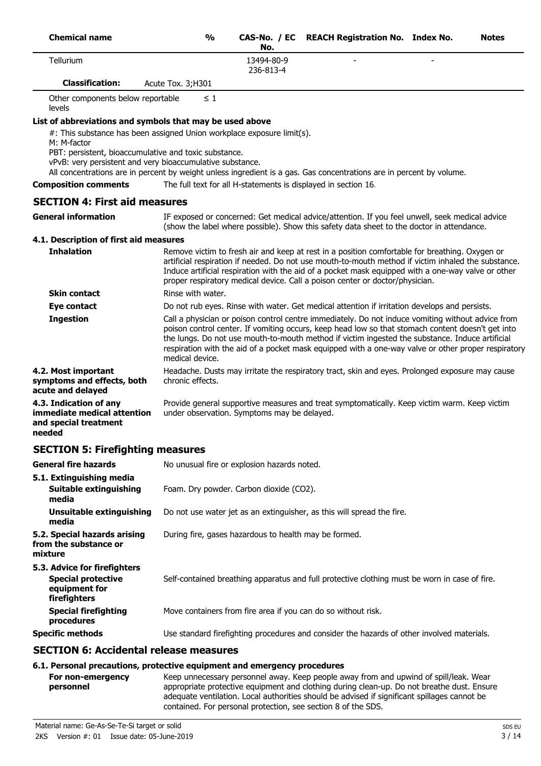| Chemical name | % | CAS-No. / EC No. | REACH Registration No. | Index No. | Notes |
|---|---|---|---|---|---|
| Tellurium | | 13494-80-9<br>236-813-4 | - | - | |
| **Classification:** | Acute Tox. 3;H301 | | | | |
| Other components below reportable levels | ≤ 1 | | | | |

**List of abbreviations and symbols that may be used above**

#: This substance has been assigned Union workplace exposure limit(s).
M: M-factor
PBT: persistent, bioaccumulative and toxic substance.
vPvB: very persistent and very bioaccumulative substance.
All concentrations are in percent by weight unless ingredient is a gas. Gas concentrations are in percent by volume.

**Composition comments** The full text for all H-statements is displayed in section 16.

## SECTION 4: First aid measures

**General information** IF exposed or concerned: Get medical advice/attention. If you feel unwell, seek medical advice (show the label where possible). Show this safety data sheet to the doctor in attendance.

### 4.1. Description of first aid measures

**Inhalation** Remove victim to fresh air and keep at rest in a position comfortable for breathing. Oxygen or artificial respiration if needed. Do not use mouth-to-mouth method if victim inhaled the substance. Induce artificial respiration with the aid of a pocket mask equipped with a one-way valve or other proper respiratory medical device. Call a poison center or doctor/physician.

**Skin contact** Rinse with water.

**Eye contact** Do not rub eyes. Rinse with water. Get medical attention if irritation develops and persists.

**Ingestion** Call a physician or poison control centre immediately. Do not induce vomiting without advice from poison control center. If vomiting occurs, keep head low so that stomach content doesn't get into the lungs. Do not use mouth-to-mouth method if victim ingested the substance. Induce artificial respiration with the aid of a pocket mask equipped with a one-way valve or other proper respiratory medical device.

**4.2. Most important symptoms and effects, both acute and delayed** Headache. Dusts may irritate the respiratory tract, skin and eyes. Prolonged exposure may cause chronic effects.

**4.3. Indication of any immediate medical attention and special treatment needed** Provide general supportive measures and treat symptomatically. Keep victim warm. Keep victim under observation. Symptoms may be delayed.

## SECTION 5: Firefighting measures

**General fire hazards** No unusual fire or explosion hazards noted.

### 5.1. Extinguishing media

**Suitable extinguishing media** Foam. Dry powder. Carbon dioxide ($CO_2$).

**Unsuitable extinguishing media** Do not use water jet as an extinguisher, as this will spread the fire.

**5.2. Special hazards arising from the substance or mixture** During fire, gases hazardous to health may be formed.

### 5.3. Advice for firefighters

**Special protective equipment for firefighters** Self-contained breathing apparatus and full protective clothing must be worn in case of fire.

**Special firefighting procedures** Move containers from fire area if you can do so without risk.

**Specific methods** Use standard firefighting procedures and consider the hazards of other involved materials.

## SECTION 6: Accidental release measures

### 6.1. Personal precautions, protective equipment and emergency procedures

**For non-emergency personnel** Keep unnecessary personnel away. Keep people away from and upwind of spill/leak. Wear appropriate protective equipment and clothing during clean-up. Do not breathe dust. Ensure adequate ventilation. Local authorities should be advised if significant spillages cannot be contained. For personal protection, see section 8 of the SDS.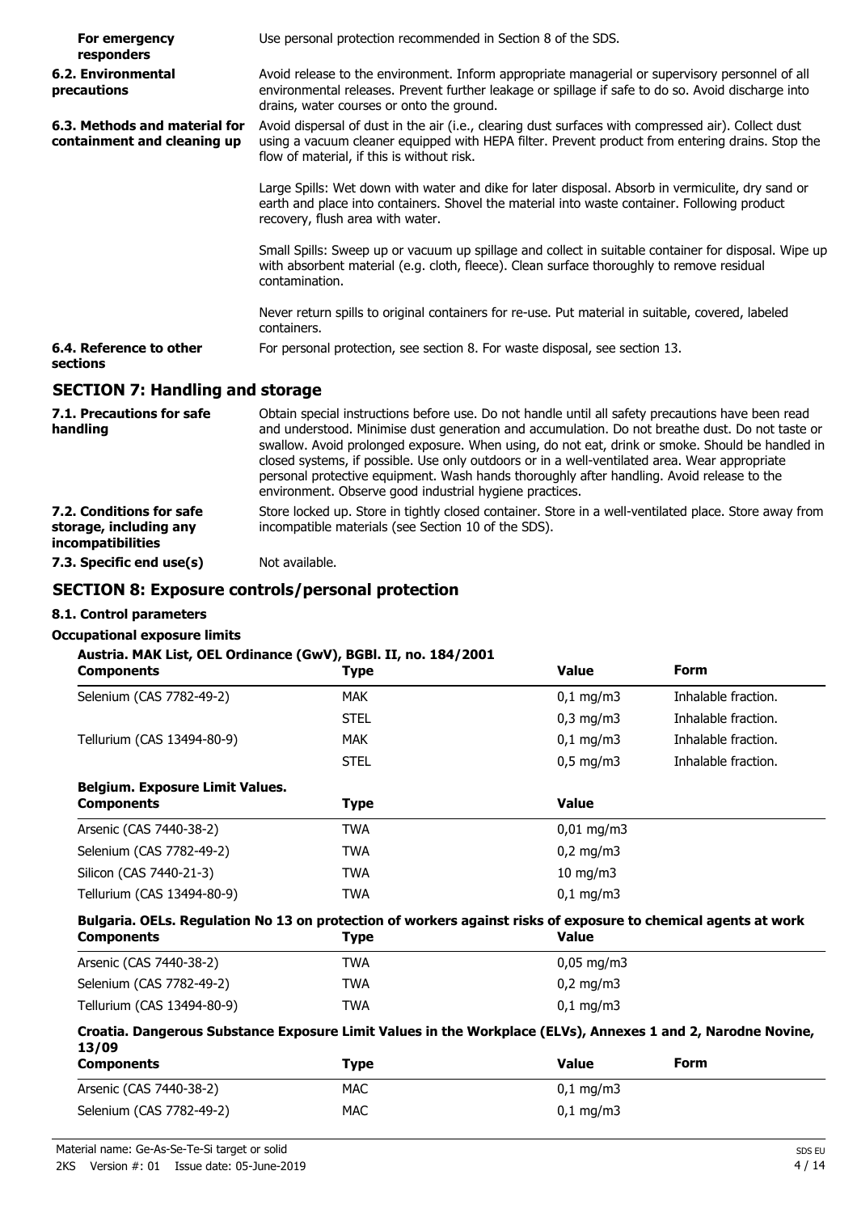**For emergency responders** Use personal protection recommended in Section 8 of the SDS.

**6.2. Environmental precautions** Avoid release to the environment. Inform appropriate managerial or supervisory personnel of all environmental releases. Prevent further leakage or spillage if safe to do so. Avoid discharge into drains, water courses or onto the ground.

**6.3. Methods and material for containment and cleaning up** Avoid dispersal of dust in the air (i.e., clearing dust surfaces with compressed air). Collect dust using a vacuum cleaner equipped with HEPA filter. Prevent product from entering drains. Stop the flow of material, if this is without risk.

Large Spills: Wet down with water and dike for later disposal. Absorb in vermiculite, dry sand or earth and place into containers. Shovel the material into waste container. Following product recovery, flush area with water.

Small Spills: Sweep up or vacuum up spillage and collect in suitable container for disposal. Wipe up with absorbent material (e.g. cloth, fleece). Clean surface thoroughly to remove residual contamination.

Never return spills to original containers for re-use. Put material in suitable, covered, labeled containers.

**6.4. Reference to other sections** For personal protection, see section 8. For waste disposal, see section 13.

## SECTION 7: Handling and storage

**7.1. Precautions for safe handling** Obtain special instructions before use. Do not handle until all safety precautions have been read and understood. Minimise dust generation and accumulation. Do not breathe dust. Do not taste or swallow. Avoid prolonged exposure. When using, do not eat, drink or smoke. Should be handled in closed systems, if possible. Use only outdoors or in a well-ventilated area. Wear appropriate personal protective equipment. Wash hands thoroughly after handling. Avoid release to the environment. Observe good industrial hygiene practices.

**7.2. Conditions for safe storage, including any incompatibilities** Store locked up. Store in tightly closed container. Store in a well-ventilated place. Store away from incompatible materials (see Section 10 of the SDS).

**7.3. Specific end use(s)** Not available.

## SECTION 8: Exposure controls/personal protection

### 8.1. Control parameters

### Occupational exposure limits

**Austria. MAK List, OEL Ordinance (GwV), BGBl. II, no. 184/2001**

| Components | Type | Value | Form |
|---|---|---|---|
| Selenium (CAS 7782-49-2) | MAK | 0,1 mg/m3 | Inhalable fraction. |
| | STEL | 0,3 mg/m3 | Inhalable fraction. |
| Tellurium (CAS 13494-80-9) | MAK | 0,1 mg/m3 | Inhalable fraction. |
| | STEL | 0,5 mg/m3 | Inhalable fraction. |

**Belgium. Exposure Limit Values.**

| Components | Type | Value |
|---|---|---|
| Arsenic (CAS 7440-38-2) | TWA | 0,01 mg/m3 |
| Selenium (CAS 7782-49-2) | TWA | 0,2 mg/m3 |
| Silicon (CAS 7440-21-3) | TWA | 10 mg/m3 |
| Tellurium (CAS 13494-80-9) | TWA | 0,1 mg/m3 |

**Bulgaria. OELs. Regulation No 13 on protection of workers against risks of exposure to chemical agents at work**

| Components | Type | Value |
|---|---|---|
| Arsenic (CAS 7440-38-2) | TWA | 0,05 mg/m3 |
| Selenium (CAS 7782-49-2) | TWA | 0,2 mg/m3 |
| Tellurium (CAS 13494-80-9) | TWA | 0,1 mg/m3 |

**Croatia. Dangerous Substance Exposure Limit Values in the Workplace (ELVs), Annexes 1 and 2, Narodne Novine, 13/09**

| Components | Type | Value | Form |
|---|---|---|---|
| Arsenic (CAS 7440-38-2) | MAC | 0,1 mg/m3 | |
| Selenium (CAS 7782-49-2) | MAC | 0,1 mg/m3 | |

Material name: Ge-As-Se-Te-Si target or solid
2KS Version #: 01 Issue date: 05-June-2019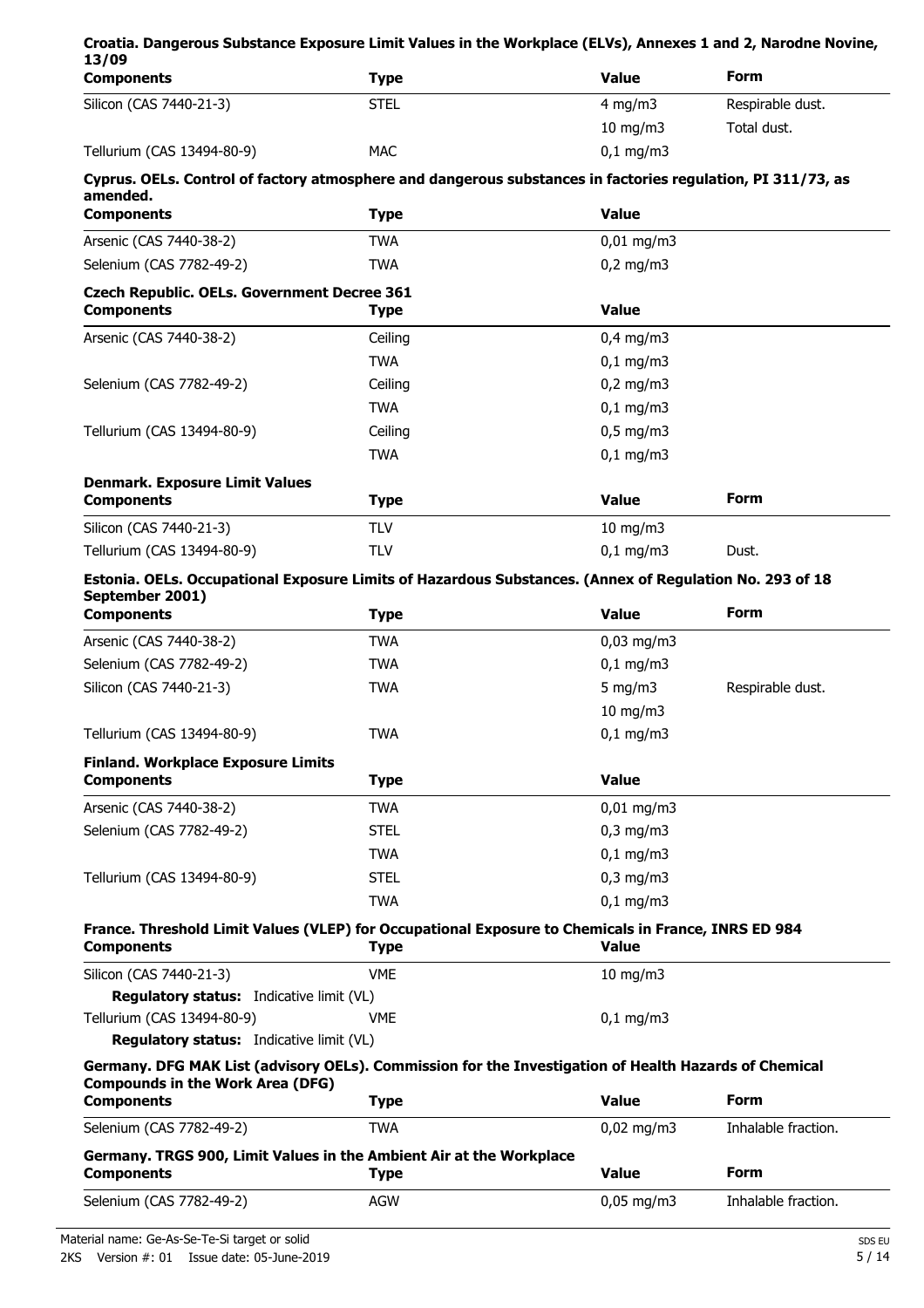**Croatia. Dangerous Substance Exposure Limit Values in the Workplace (ELVs), Annexes 1 and 2, Narodne Novine, 13/09**

| Components | Type | Value | Form |
|---|---|---|---|
| Silicon (CAS 7440-21-3) | STEL | 4 mg/m3 | Respirable dust. |
| | | 10 mg/m3 | Total dust. |
| Tellurium (CAS 13494-80-9) | MAC | 0,1 mg/m3 | |

**Cyprus. OELs. Control of factory atmosphere and dangerous substances in factories regulation, PI 311/73, as amended.**

| Components | Type | Value |
|---|---|---|
| Arsenic (CAS 7440-38-2) | TWA | 0,01 mg/m3 |
| Selenium (CAS 7782-49-2) | TWA | 0,2 mg/m3 |

**Czech Republic. OELs. Government Decree 361**

| Components | Type | Value |
|---|---|---|
| Arsenic (CAS 7440-38-2) | Ceiling | 0,4 mg/m3 |
| | TWA | 0,1 mg/m3 |
| Selenium (CAS 7782-49-2) | Ceiling | 0,2 mg/m3 |
| | TWA | 0,1 mg/m3 |
| Tellurium (CAS 13494-80-9) | Ceiling | 0,5 mg/m3 |
| | TWA | 0,1 mg/m3 |

**Denmark. Exposure Limit Values**

| Components | Type | Value | Form |
|---|---|---|---|
| Silicon (CAS 7440-21-3) | TLV | 10 mg/m3 | |
| Tellurium (CAS 13494-80-9) | TLV | 0,1 mg/m3 | Dust. |

**Estonia. OELs. Occupational Exposure Limits of Hazardous Substances. (Annex of Regulation No. 293 of 18 September 2001)**

| Components | Type | Value | Form |
|---|---|---|---|
| Arsenic (CAS 7440-38-2) | TWA | 0,03 mg/m3 | |
| Selenium (CAS 7782-49-2) | TWA | 0,1 mg/m3 | |
| Silicon (CAS 7440-21-3) | TWA | 5 mg/m3 | Respirable dust. |
| | | 10 mg/m3 | |
| Tellurium (CAS 13494-80-9) | TWA | 0,1 mg/m3 | |

**Finland. Workplace Exposure Limits**

| Components | Type | Value |
|---|---|---|
| Arsenic (CAS 7440-38-2) | TWA | 0,01 mg/m3 |
| Selenium (CAS 7782-49-2) | STEL | 0,3 mg/m3 |
| | TWA | 0,1 mg/m3 |
| Tellurium (CAS 13494-80-9) | STEL | 0,3 mg/m3 |
| | TWA | 0,1 mg/m3 |

**France. Threshold Limit Values (VLEP) for Occupational Exposure to Chemicals in France, INRS ED 984**

| Components | Type | Value |
|---|---|---|
| Silicon (CAS 7440-21-3) | VME | 10 mg/m3 |
| **Regulatory status:** Indicative limit (VL) | | |
| Tellurium (CAS 13494-80-9) | VME | 0,1 mg/m3 |
| **Regulatory status:** Indicative limit (VL) | | |

**Germany. DFG MAK List (advisory OELs). Commission for the Investigation of Health Hazards of Chemical Compounds in the Work Area (DFG)**

| Components | Type | Value | Form |
|---|---|---|---|
| Selenium (CAS 7782-49-2) | TWA | 0,02 mg/m3 | Inhalable fraction. |

**Germany. TRGS 900, Limit Values in the Ambient Air at the Workplace**

| Components | Type | Value | Form |
|---|---|---|---|
| Selenium (CAS 7782-49-2) | AGW | 0,05 mg/m3 | Inhalable fraction. |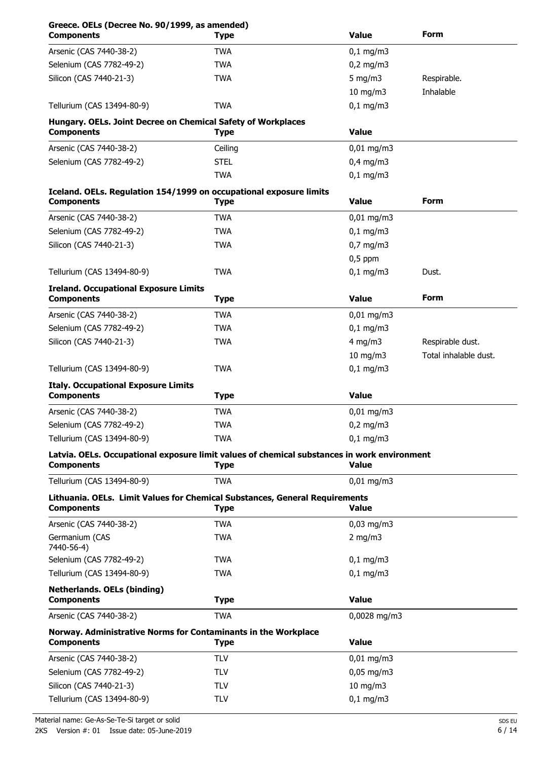**Greece. OELs (Decree No. 90/1999, as amended)**

| Components | Type | Value | Form |
|---|---|---|---|
| Arsenic (CAS 7440-38-2) | TWA | 0,1 mg/m3 | |
| Selenium (CAS 7782-49-2) | TWA | 0,2 mg/m3 | |
| Silicon (CAS 7440-21-3) | TWA | 5 mg/m3 | Respirable. |
| | | 10 mg/m3 | Inhalable |
| Tellurium (CAS 13494-80-9) | TWA | 0,1 mg/m3 | |

**Hungary. OELs. Joint Decree on Chemical Safety of Workplaces**

| Components | Type | Value |
|---|---|---|
| Arsenic (CAS 7440-38-2) | Ceiling | 0,01 mg/m3 |
| Selenium (CAS 7782-49-2) | STEL | 0,4 mg/m3 |
| | TWA | 0,1 mg/m3 |

**Iceland. OELs. Regulation 154/1999 on occupational exposure limits**

| Components | Type | Value | Form |
|---|---|---|---|
| Arsenic (CAS 7440-38-2) | TWA | 0,01 mg/m3 | |
| Selenium (CAS 7782-49-2) | TWA | 0,1 mg/m3 | |
| Silicon (CAS 7440-21-3) | TWA | 0,7 mg/m3 | |
| | | 0,5 ppm | |
| Tellurium (CAS 13494-80-9) | TWA | 0,1 mg/m3 | Dust. |

**Ireland. Occupational Exposure Limits**

| Components | Type | Value | Form |
|---|---|---|---|
| Arsenic (CAS 7440-38-2) | TWA | 0,01 mg/m3 | |
| Selenium (CAS 7782-49-2) | TWA | 0,1 mg/m3 | |
| Silicon (CAS 7440-21-3) | TWA | 4 mg/m3 | Respirable dust. |
| | | 10 mg/m3 | Total inhalable dust. |
| Tellurium (CAS 13494-80-9) | TWA | 0,1 mg/m3 | |

**Italy. Occupational Exposure Limits**

| Components | Type | Value |
|---|---|---|
| Arsenic (CAS 7440-38-2) | TWA | 0,01 mg/m3 |
| Selenium (CAS 7782-49-2) | TWA | 0,2 mg/m3 |
| Tellurium (CAS 13494-80-9) | TWA | 0,1 mg/m3 |

**Latvia. OELs. Occupational exposure limit values of chemical substances in work environment**

| Components | Type | Value |
|---|---|---|
| Tellurium (CAS 13494-80-9) | TWA | 0,01 mg/m3 |

**Lithuania. OELs. Limit Values for Chemical Substances, General Requirements**

| Components | Type | Value |
|---|---|---|
| Arsenic (CAS 7440-38-2) | TWA | 0,03 mg/m3 |
| Germanium (CAS 7440-56-4) | TWA | 2 mg/m3 |
| Selenium (CAS 7782-49-2) | TWA | 0,1 mg/m3 |
| Tellurium (CAS 13494-80-9) | TWA | 0,1 mg/m3 |

**Netherlands. OELs (binding)**

| Components | Type | Value |
|---|---|---|
| Arsenic (CAS 7440-38-2) | TWA | 0,0028 mg/m3 |

**Norway. Administrative Norms for Contaminants in the Workplace**

| Components | Type | Value |
|---|---|---|
| Arsenic (CAS 7440-38-2) | TLV | 0,01 mg/m3 |
| Selenium (CAS 7782-49-2) | TLV | 0,05 mg/m3 |
| Silicon (CAS 7440-21-3) | TLV | 10 mg/m3 |
| Tellurium (CAS 13494-80-9) | TLV | 0,1 mg/m3 |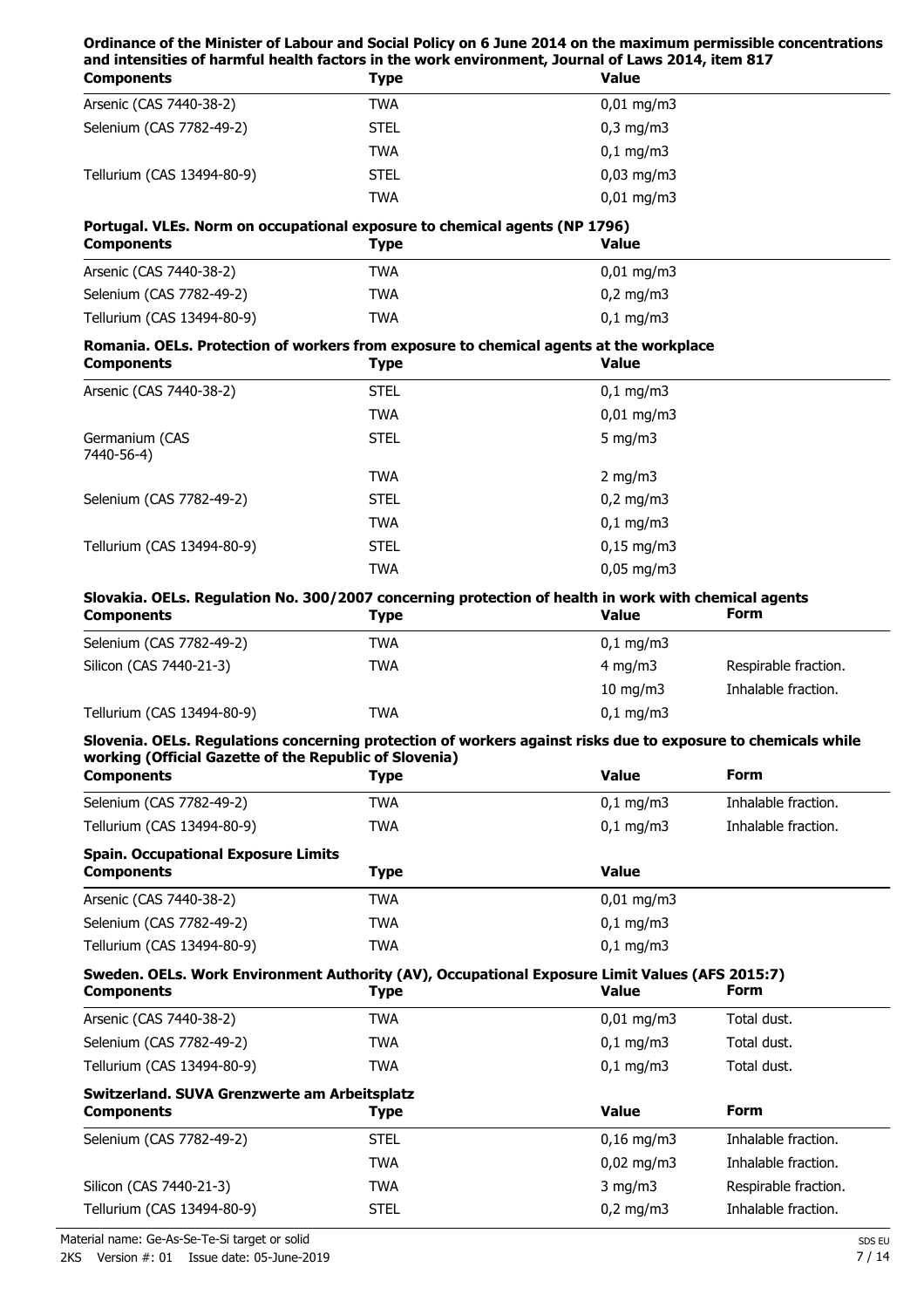**Ordinance of the Minister of Labour and Social Policy on 6 June 2014 on the maximum permissible concentrations and intensities of harmful health factors in the work environment, Journal of Laws 2014, item 817**

| Components | Type | Value |
|---|---|---|
| Arsenic (CAS 7440-38-2) | TWA | 0,01 mg/m3 |
| Selenium (CAS 7782-49-2) | STEL | 0,3 mg/m3 |
| | TWA | 0,1 mg/m3 |
| Tellurium (CAS 13494-80-9) | STEL | 0,03 mg/m3 |
| | TWA | 0,01 mg/m3 |

**Portugal. VLEs. Norm on occupational exposure to chemical agents (NP 1796)**

| Components | Type | Value |
|---|---|---|
| Arsenic (CAS 7440-38-2) | TWA | 0,01 mg/m3 |
| Selenium (CAS 7782-49-2) | TWA | 0,2 mg/m3 |
| Tellurium (CAS 13494-80-9) | TWA | 0,1 mg/m3 |

**Romania. OELs. Protection of workers from exposure to chemical agents at the workplace**

| Components | Type | Value |
|---|---|---|
| Arsenic (CAS 7440-38-2) | STEL | 0,1 mg/m3 |
| | TWA | 0,01 mg/m3 |
| Germanium (CAS 7440-56-4) | STEL | 5 mg/m3 |
| | TWA | 2 mg/m3 |
| Selenium (CAS 7782-49-2) | STEL | 0,2 mg/m3 |
| | TWA | 0,1 mg/m3 |
| Tellurium (CAS 13494-80-9) | STEL | 0,15 mg/m3 |
| | TWA | 0,05 mg/m3 |

**Slovakia. OELs. Regulation No. 300/2007 concerning protection of health in work with chemical agents**

| Components | Type | Value | Form |
|---|---|---|---|
| Selenium (CAS 7782-49-2) | TWA | 0,1 mg/m3 | |
| Silicon (CAS 7440-21-3) | TWA | 4 mg/m3 | Respirable fraction. |
| | | 10 mg/m3 | Inhalable fraction. |
| Tellurium (CAS 13494-80-9) | TWA | 0,1 mg/m3 | |

**Slovenia. OELs. Regulations concerning protection of workers against risks due to exposure to chemicals while working (Official Gazette of the Republic of Slovenia)**

| Components | Type | Value | Form |
|---|---|---|---|
| Selenium (CAS 7782-49-2) | TWA | 0,1 mg/m3 | Inhalable fraction. |
| Tellurium (CAS 13494-80-9) | TWA | 0,1 mg/m3 | Inhalable fraction. |

**Spain. Occupational Exposure Limits**

| Components | Type | Value |
|---|---|---|
| Arsenic (CAS 7440-38-2) | TWA | 0,01 mg/m3 |
| Selenium (CAS 7782-49-2) | TWA | 0,1 mg/m3 |
| Tellurium (CAS 13494-80-9) | TWA | 0,1 mg/m3 |

**Sweden. OELs. Work Environment Authority (AV), Occupational Exposure Limit Values (AFS 2015:7)**

| Components | Type | Value | Form |
|---|---|---|---|
| Arsenic (CAS 7440-38-2) | TWA | 0,01 mg/m3 | Total dust. |
| Selenium (CAS 7782-49-2) | TWA | 0,1 mg/m3 | Total dust. |
| Tellurium (CAS 13494-80-9) | TWA | 0,1 mg/m3 | Total dust. |

**Switzerland. SUVA Grenzwerte am Arbeitsplatz**

| Components | Type | Value | Form |
|---|---|---|---|
| Selenium (CAS 7782-49-2) | STEL | 0,16 mg/m3 | Inhalable fraction. |
| | TWA | 0,02 mg/m3 | Inhalable fraction. |
| Silicon (CAS 7440-21-3) | TWA | 3 mg/m3 | Respirable fraction. |
| Tellurium (CAS 13494-80-9) | STEL | 0,2 mg/m3 | Inhalable fraction. |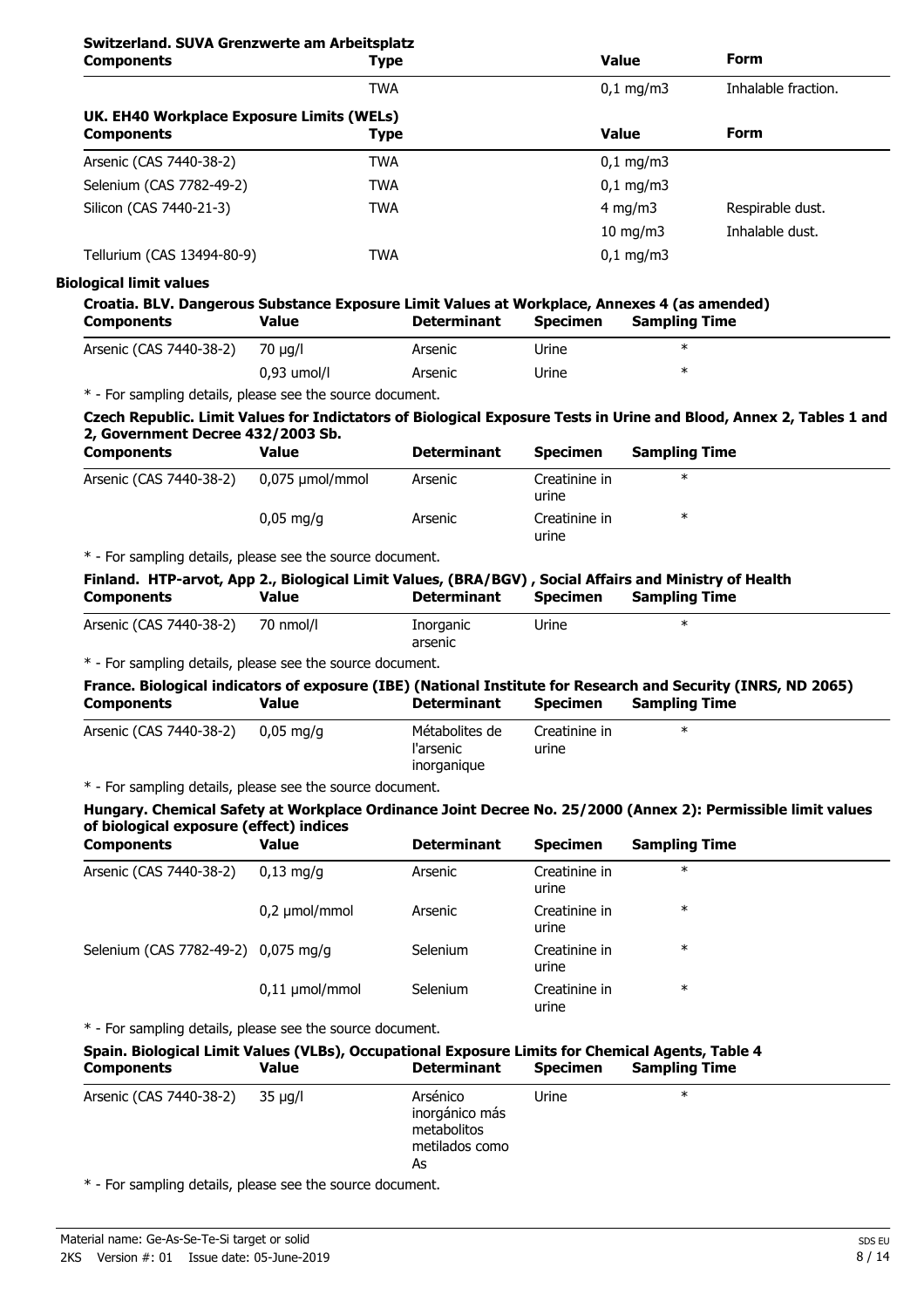**Switzerland. SUVA Grenzwerte am Arbeitsplatz**

| Components | Type | Value | Form |
|---|---|---|---|
| | TWA | 0,1 mg/m3 | Inhalable fraction. |

**UK. EH40 Workplace Exposure Limits (WELs)**

| Components | Type | Value | Form |
|---|---|---|---|
| Arsenic (CAS 7440-38-2) | TWA | 0,1 mg/m3 | |
| Selenium (CAS 7782-49-2) | TWA | 0,1 mg/m3 | |
| Silicon (CAS 7440-21-3) | TWA | 4 mg/m3 | Respirable dust. |
| | | 10 mg/m3 | Inhalable dust. |
| Tellurium (CAS 13494-80-9) | TWA | 0,1 mg/m3 | |

**Biological limit values**

**Croatia. BLV. Dangerous Substance Exposure Limit Values at Workplace, Annexes 4 (as amended)**

| Components | Value | Determinant | Specimen | Sampling Time |
|---|---|---|---|---|
| Arsenic (CAS 7440-38-2) | 70 µg/l | Arsenic | Urine | * |
| | 0,93 umol/l | Arsenic | Urine | * |

* - For sampling details, please see the source document.

**Czech Republic. Limit Values for Indictators of Biological Exposure Tests in Urine and Blood, Annex 2, Tables 1 and 2, Government Decree 432/2003 Sb.**

| Components | Value | Determinant | Specimen | Sampling Time |
|---|---|---|---|---|
| Arsenic (CAS 7440-38-2) | 0,075 µmol/mmol | Arsenic | Creatinine in urine | * |
| | 0,05 mg/g | Arsenic | Creatinine in urine | * |

* - For sampling details, please see the source document.

**Finland. HTP-arvot, App 2., Biological Limit Values, (BRA/BGV) , Social Affairs and Ministry of Health**

| Components | Value | Determinant | Specimen | Sampling Time |
|---|---|---|---|---|
| Arsenic (CAS 7440-38-2) | 70 nmol/l | Inorganic arsenic | Urine | * |

* - For sampling details, please see the source document.

**France. Biological indicators of exposure (IBE) (National Institute for Research and Security (INRS, ND 2065)**

| Components | Value | Determinant | Specimen | Sampling Time |
|---|---|---|---|---|
| Arsenic (CAS 7440-38-2) | 0,05 mg/g | Métabolites de l'arsenic inorganique | Creatinine in urine | * |

* - For sampling details, please see the source document.

**Hungary. Chemical Safety at Workplace Ordinance Joint Decree No. 25/2000 (Annex 2): Permissible limit values of biological exposure (effect) indices**

| Components | Value | Determinant | Specimen | Sampling Time |
|---|---|---|---|---|
| Arsenic (CAS 7440-38-2) | 0,13 mg/g | Arsenic | Creatinine in urine | * |
| | 0,2 µmol/mmol | Arsenic | Creatinine in urine | * |
| Selenium (CAS 7782-49-2) | 0,075 mg/g | Selenium | Creatinine in urine | * |
| | 0,11 µmol/mmol | Selenium | Creatinine in urine | * |

* - For sampling details, please see the source document.

**Spain. Biological Limit Values (VLBs), Occupational Exposure Limits for Chemical Agents, Table 4**

| Components | Value | Determinant | Specimen | Sampling Time |
|---|---|---|---|---|
| Arsenic (CAS 7440-38-2) | 35 µg/l | Arsénico inorgánico más metabolitos metilados como As | Urine | * |

* - For sampling details, please see the source document.

Material name: Ge-As-Se-Te-Si target or solid
2KS Version #: 01 Issue date: 05-June-2019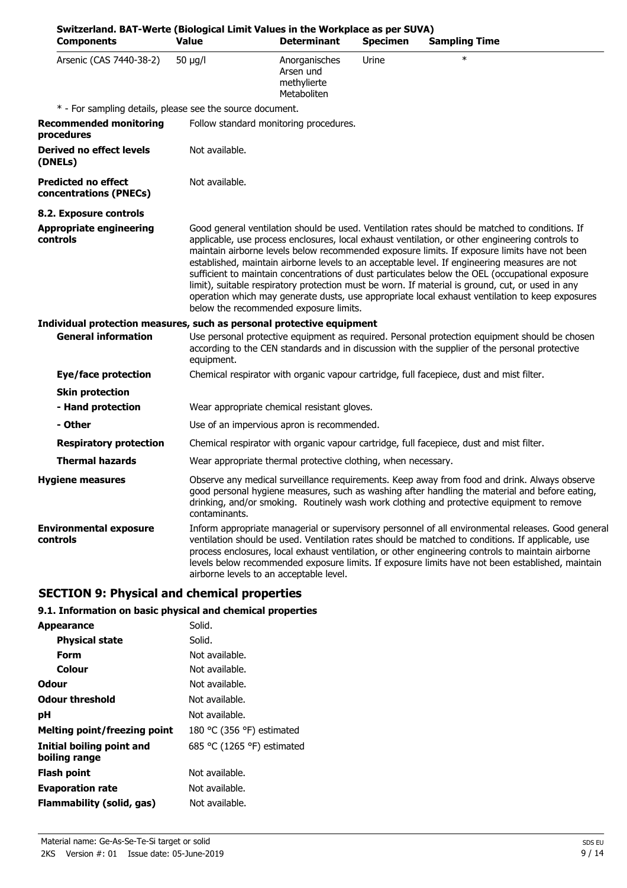**Switzerland. BAT-Werte (Biological Limit Values in the Workplace as per SUVA)**

| Components | Value | Determinant | Specimen | Sampling Time |
|---|---|---|---|---|
| Arsenic (CAS 7440-38-2) | 50 µg/l | Anorganisches Arsen und methylierte Metaboliten | Urine | * |

\* - For sampling details, please see the source document.

**Recommended monitoring procedures** Follow standard monitoring procedures.

**Derived no effect levels (DNELs)** Not available.

**Predicted no effect concentrations (PNECs)** Not available.

**8.2. Exposure controls**

**Appropriate engineering controls** Good general ventilation should be used. Ventilation rates should be matched to conditions. If applicable, use process enclosures, local exhaust ventilation, or other engineering controls to maintain airborne levels below recommended exposure limits. If exposure limits have not been established, maintain airborne levels to an acceptable level. If engineering measures are not sufficient to maintain concentrations of dust particulates below the OEL (occupational exposure limit), suitable respiratory protection must be worn. If material is ground, cut, or used in any operation which may generate dusts, use appropriate local exhaust ventilation to keep exposures below the recommended exposure limits.

**Individual protection measures, such as personal protective equipment**

**General information** Use personal protective equipment as required. Personal protection equipment should be chosen according to the CEN standards and in discussion with the supplier of the personal protective equipment.

**Eye/face protection** Chemical respirator with organic vapour cartridge, full facepiece, dust and mist filter.

**Skin protection**

**- Hand protection** Wear appropriate chemical resistant gloves.

**- Other** Use of an impervious apron is recommended.

**Respiratory protection** Chemical respirator with organic vapour cartridge, full facepiece, dust and mist filter.

**Thermal hazards** Wear appropriate thermal protective clothing, when necessary.

**Hygiene measures** Observe any medical surveillance requirements. Keep away from food and drink. Always observe good personal hygiene measures, such as washing after handling the material and before eating, drinking, and/or smoking. Routinely wash work clothing and protective equipment to remove contaminants.

**Environmental exposure controls** Inform appropriate managerial or supervisory personnel of all environmental releases. Good general ventilation should be used. Ventilation rates should be matched to conditions. If applicable, use process enclosures, local exhaust ventilation, or other engineering controls to maintain airborne levels below recommended exposure limits. If exposure limits have not been established, maintain airborne levels to an acceptable level.

## SECTION 9: Physical and chemical properties

### 9.1. Information on basic physical and chemical properties

**Appearance** Solid.

**Physical state** Solid.

**Form** Not available.

**Colour** Not available.

**Odour** Not available.

**Odour threshold** Not available.

**pH** Not available.

**Melting point/freezing point** 180 °C (356 °F) estimated

**Initial boiling point and boiling range** 685 °C (1265 °F) estimated

**Flash point** Not available.

**Evaporation rate** Not available.

**Flammability (solid, gas)** Not available.

Material name: Ge-As-Se-Te-Si target or solid
2KS Version #: 01 Issue date: 05-June-2019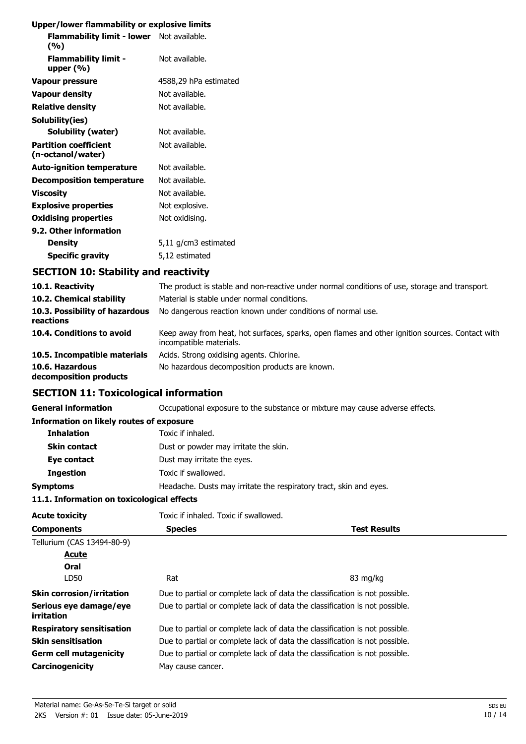**Upper/lower flammability or explosive limits**

| | |
|---|---|
| **Flammability limit - lower (%)** | Not available. |
| **Flammability limit - upper (%)** | Not available. |
| **Vapour pressure** | 4588,29 hPa estimated |
| **Vapour density** | Not available. |
| **Relative density** | Not available. |
| **Solubility(ies)** | |
| **Solubility (water)** | Not available. |
| **Partition coefficient (n-octanol/water)** | Not available. |
| **Auto-ignition temperature** | Not available. |
| **Decomposition temperature** | Not available. |
| **Viscosity** | Not available. |
| **Explosive properties** | Not explosive. |
| **Oxidising properties** | Not oxidising. |
| **9.2. Other information** | |
| **Density** | 5,11 g/cm3 estimated |
| **Specific gravity** | 5,12 estimated |

## SECTION 10: Stability and reactivity

| | |
|---|---|
| **10.1. Reactivity** | The product is stable and non-reactive under normal conditions of use, storage and transport. |
| **10.2. Chemical stability** | Material is stable under normal conditions. |
| **10.3. Possibility of hazardous reactions** | No dangerous reaction known under conditions of normal use. |
| **10.4. Conditions to avoid** | Keep away from heat, hot surfaces, sparks, open flames and other ignition sources. Contact with incompatible materials. |
| **10.5. Incompatible materials** | Acids. Strong oxidising agents. Chlorine. |
| **10.6. Hazardous decomposition products** | No hazardous decomposition products are known. |

## SECTION 11: Toxicological information

**General information** Occupational exposure to the substance or mixture may cause adverse effects.

**Information on likely routes of exposure**

| | |
|---|---|
| **Inhalation** | Toxic if inhaled. |
| **Skin contact** | Dust or powder may irritate the skin. |
| **Eye contact** | Dust may irritate the eyes. |
| **Ingestion** | Toxic if swallowed. |
| **Symptoms** | Headache. Dusts may irritate the respiratory tract, skin and eyes. |

**11.1. Information on toxicological effects**

**Acute toxicity** Toxic if inhaled. Toxic if swallowed.

| Components | Species | Test Results |
|---|---|---|
| Tellurium (CAS 13494-80-9) | | |
| ***Acute*** | | |
| **Oral** | | |
| LD50 | Rat | 83 mg/kg |

| | |
|---|---|
| **Skin corrosion/irritation** | Due to partial or complete lack of data the classification is not possible. |
| **Serious eye damage/eye irritation** | Due to partial or complete lack of data the classification is not possible. |
| **Respiratory sensitisation** | Due to partial or complete lack of data the classification is not possible. |
| **Skin sensitisation** | Due to partial or complete lack of data the classification is not possible. |
| **Germ cell mutagenicity** | Due to partial or complete lack of data the classification is not possible. |
| **Carcinogenicity** | May cause cancer. |

Material name: Ge-As-Se-Te-Si target or solid
2KS Version #: 01 Issue date: 05-June-2019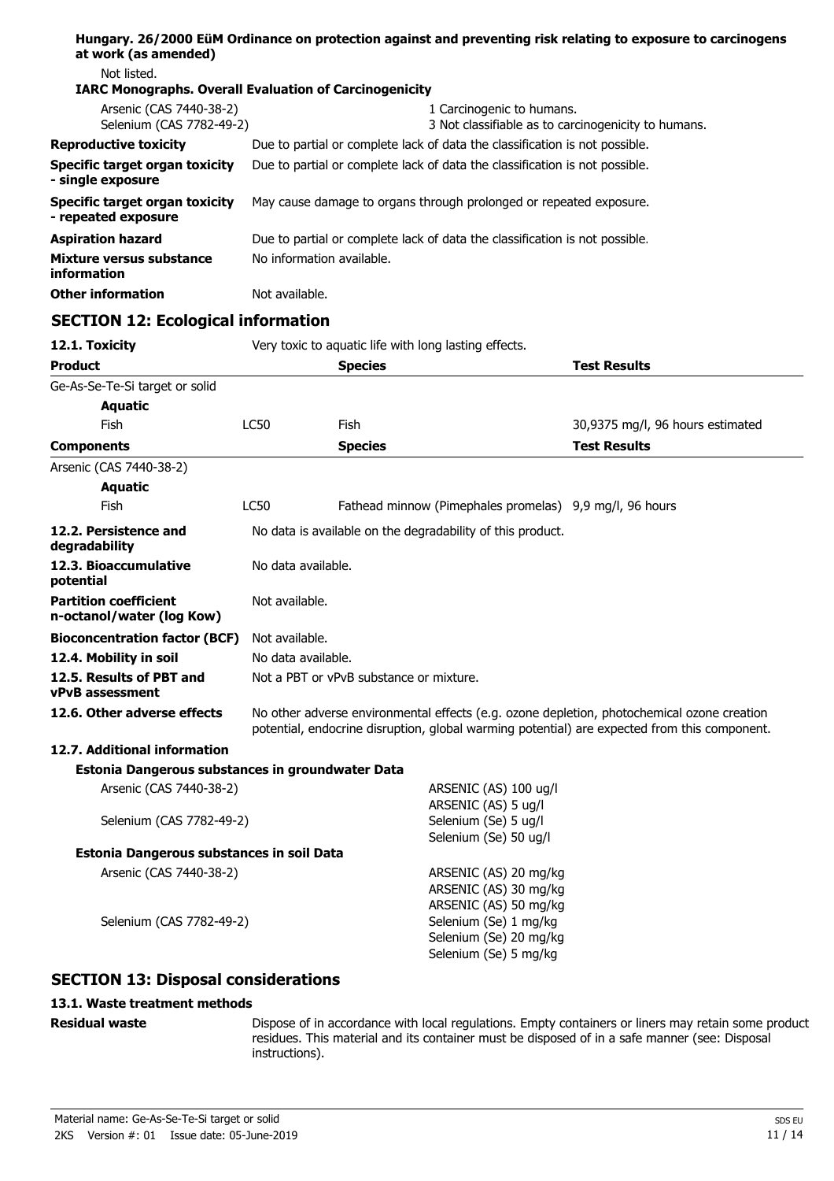**Hungary. 26/2000 EüM Ordinance on protection against and preventing risk relating to exposure to carcinogens at work (as amended)**

Not listed.

**IARC Monographs. Overall Evaluation of Carcinogenicity**

| | |
|---|---|
| Arsenic (CAS 7440-38-2) | 1 Carcinogenic to humans. |
| Selenium (CAS 7782-49-2) | 3 Not classifiable as to carcinogenicity to humans. |

| | |
|---|---|
| **Reproductive toxicity** | Due to partial or complete lack of data the classification is not possible. |
| **Specific target organ toxicity - single exposure** | Due to partial or complete lack of data the classification is not possible. |
| **Specific target organ toxicity - repeated exposure** | May cause damage to organs through prolonged or repeated exposure. |
| **Aspiration hazard** | Due to partial or complete lack of data the classification is not possible. |
| **Mixture versus substance information** | No information available. |
| **Other information** | Not available. |

## SECTION 12: Ecological information

**12.1. Toxicity** Very toxic to aquatic life with long lasting effects.

| **Product** | | **Species** | **Test Results** |
|---|---|---|---|
| Ge-As-Se-Te-Si target or solid | | | |
| **Aquatic** | | | |
| Fish | LC50 | Fish | 30,9375 mg/l, 96 hours estimated |
| **Components** | | **Species** | **Test Results** |
| Arsenic (CAS 7440-38-2) | | | |
| **Aquatic** | | | |
| Fish | LC50 | Fathead minnow (Pimephales promelas) | 9,9 mg/l, 96 hours |

| | |
|---|---|
| **12.2. Persistence and degradability** | No data is available on the degradability of this product. |
| **12.3. Bioaccumulative potential** | No data available. |
| **Partition coefficient n-octanol/water (log Kow)** | Not available. |
| **Bioconcentration factor (BCF)** | Not available. |
| **12.4. Mobility in soil** | No data available. |
| **12.5. Results of PBT and vPvB assessment** | Not a PBT or vPvB substance or mixture. |
| **12.6. Other adverse effects** | No other adverse environmental effects (e.g. ozone depletion, photochemical ozone creation potential, endocrine disruption, global warming potential) are expected from this component. |

**12.7. Additional information**

**Estonia Dangerous substances in groundwater Data**

| | |
|---|---|
| Arsenic (CAS 7440-38-2) | ARSENIC (AS) 100 ug/l<br>ARSENIC (AS) 5 ug/l |
| Selenium (CAS 7782-49-2) | Selenium (Se) 5 ug/l<br>Selenium (Se) 50 ug/l |

**Estonia Dangerous substances in soil Data**

| | |
|---|---|
| Arsenic (CAS 7440-38-2) | ARSENIC (AS) 20 mg/kg<br>ARSENIC (AS) 30 mg/kg<br>ARSENIC (AS) 50 mg/kg |
| Selenium (CAS 7782-49-2) | Selenium (Se) 1 mg/kg<br>Selenium (Se) 20 mg/kg<br>Selenium (Se) 5 mg/kg |

## SECTION 13: Disposal considerations

**13.1. Waste treatment methods**

**Residual waste** Dispose of in accordance with local regulations. Empty containers or liners may retain some product residues. This material and its container must be disposed of in a safe manner (see: Disposal instructions).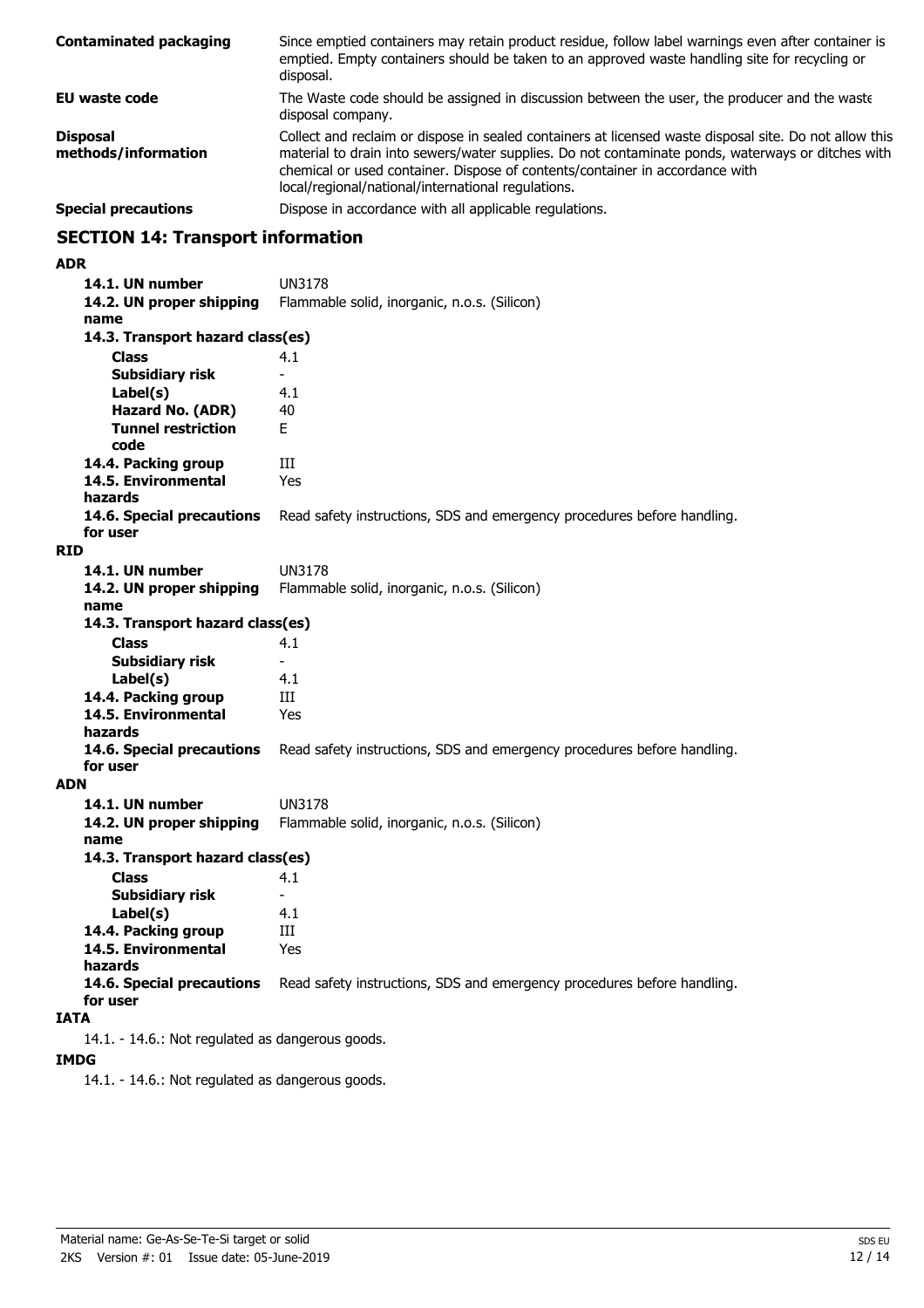| | |
|---|---|
| **Contaminated packaging** | Since emptied containers may retain product residue, follow label warnings even after container is emptied. Empty containers should be taken to an approved waste handling site for recycling or disposal. |
| **EU waste code** | The Waste code should be assigned in discussion between the user, the producer and the waste disposal company. |
| **Disposal methods/information** | Collect and reclaim or dispose in sealed containers at licensed waste disposal site. Do not allow this material to drain into sewers/water supplies. Do not contaminate ponds, waterways or ditches with chemical or used container. Dispose of contents/container in accordance with local/regional/national/international regulations. |
| **Special precautions** | Dispose in accordance with all applicable regulations. |

## SECTION 14: Transport information

**ADR**

| | |
|---|---|
| **14.1. UN number** | UN3178 |
| **14.2. UN proper shipping name** | Flammable solid, inorganic, n.o.s. (Silicon) |
| **14.3. Transport hazard class(es)** | |
| **Class** | 4.1 |
| **Subsidiary risk** | - |
| **Label(s)** | 4.1 |
| **Hazard No. (ADR)** | 40 |
| **Tunnel restriction code** | E |
| **14.4. Packing group** | III |
| **14.5. Environmental hazards** | Yes |
| **14.6. Special precautions for user** | Read safety instructions, SDS and emergency procedures before handling. |

**RID**

| | |
|---|---|
| **14.1. UN number** | UN3178 |
| **14.2. UN proper shipping name** | Flammable solid, inorganic, n.o.s. (Silicon) |
| **14.3. Transport hazard class(es)** | |
| **Class** | 4.1 |
| **Subsidiary risk** | - |
| **Label(s)** | 4.1 |
| **14.4. Packing group** | III |
| **14.5. Environmental hazards** | Yes |
| **14.6. Special precautions for user** | Read safety instructions, SDS and emergency procedures before handling. |

**ADN**

| | |
|---|---|
| **14.1. UN number** | UN3178 |
| **14.2. UN proper shipping name** | Flammable solid, inorganic, n.o.s. (Silicon) |
| **14.3. Transport hazard class(es)** | |
| **Class** | 4.1 |
| **Subsidiary risk** | - |
| **Label(s)** | 4.1 |
| **14.4. Packing group** | III |
| **14.5. Environmental hazards** | Yes |
| **14.6. Special precautions for user** | Read safety instructions, SDS and emergency procedures before handling. |

**IATA**

14.1. - 14.6.: Not regulated as dangerous goods.

**IMDG**

14.1. - 14.6.: Not regulated as dangerous goods.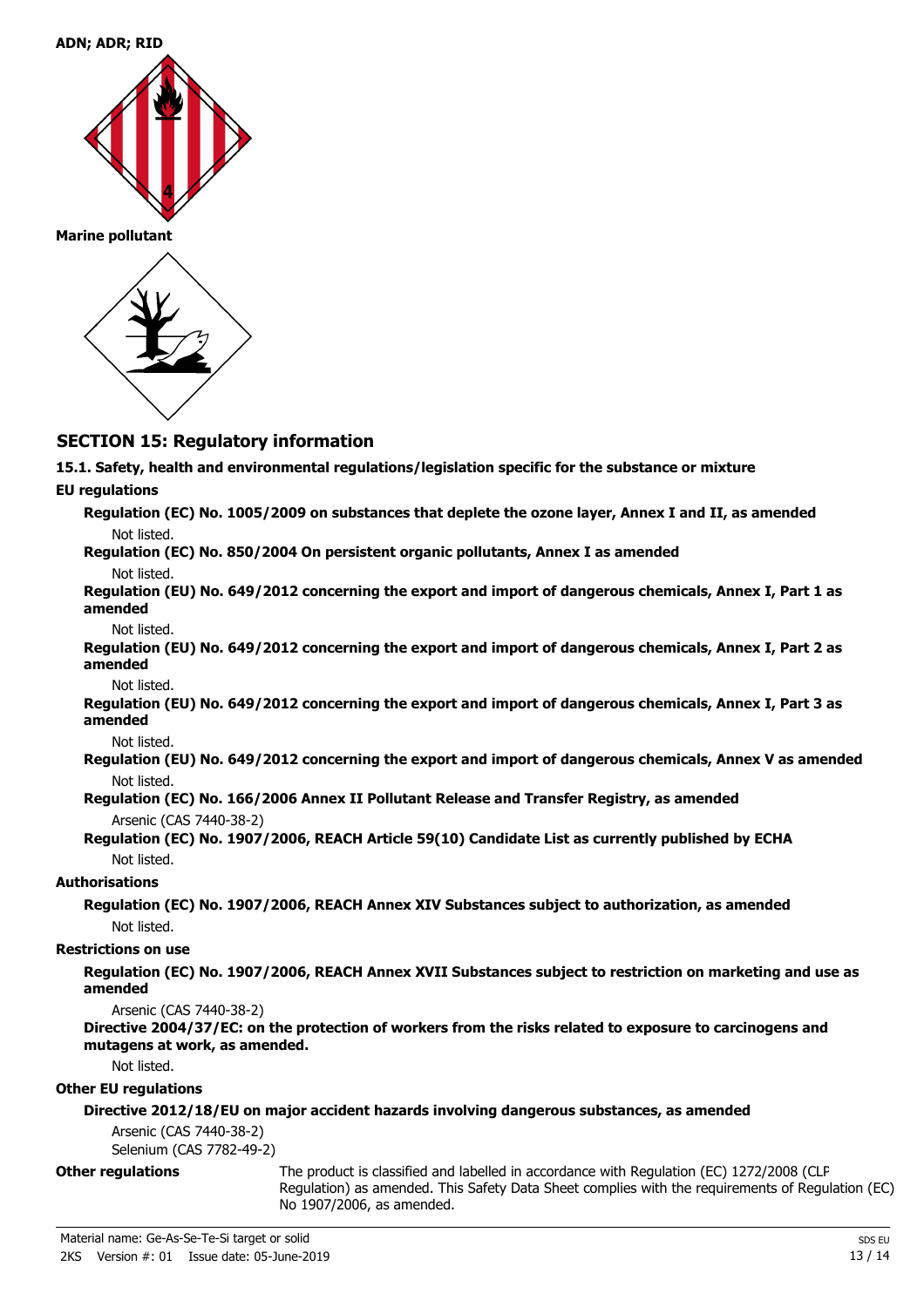**ADN; ADR; RID**

**Marine pollutant**

## SECTION 15: Regulatory information

**15.1. Safety, health and environmental regulations/legislation specific for the substance or mixture**

**EU regulations**

**Regulation (EC) No. 1005/2009 on substances that deplete the ozone layer, Annex I and II, as amended**

Not listed.

**Regulation (EC) No. 850/2004 On persistent organic pollutants, Annex I as amended**

Not listed.

**Regulation (EU) No. 649/2012 concerning the export and import of dangerous chemicals, Annex I, Part 1 as amended**

Not listed.

**Regulation (EU) No. 649/2012 concerning the export and import of dangerous chemicals, Annex I, Part 2 as amended**

Not listed.

**Regulation (EU) No. 649/2012 concerning the export and import of dangerous chemicals, Annex I, Part 3 as amended**

Not listed.

**Regulation (EU) No. 649/2012 concerning the export and import of dangerous chemicals, Annex V as amended**

Not listed.

**Regulation (EC) No. 166/2006 Annex II Pollutant Release and Transfer Registry, as amended**

Arsenic (CAS 7440-38-2)

**Regulation (EC) No. 1907/2006, REACH Article 59(10) Candidate List as currently published by ECHA**

Not listed.

**Authorisations**

**Regulation (EC) No. 1907/2006, REACH Annex XIV Substances subject to authorization, as amended**

Not listed.

**Restrictions on use**

**Regulation (EC) No. 1907/2006, REACH Annex XVII Substances subject to restriction on marketing and use as amended**

Arsenic (CAS 7440-38-2)

**Directive 2004/37/EC: on the protection of workers from the risks related to exposure to carcinogens and mutagens at work, as amended.**

Not listed.

**Other EU regulations**

**Directive 2012/18/EU on major accident hazards involving dangerous substances, as amended**

Arsenic (CAS 7440-38-2)
Selenium (CAS 7782-49-2)

**Other regulations** The product is classified and labelled in accordance with Regulation (EC) 1272/2008 (CLP Regulation) as amended. This Safety Data Sheet complies with the requirements of Regulation (EC) No 1907/2006, as amended.

Material name: Ge-As-Se-Te-Si target or solid
2KS Version #: 01 Issue date: 05-June-2019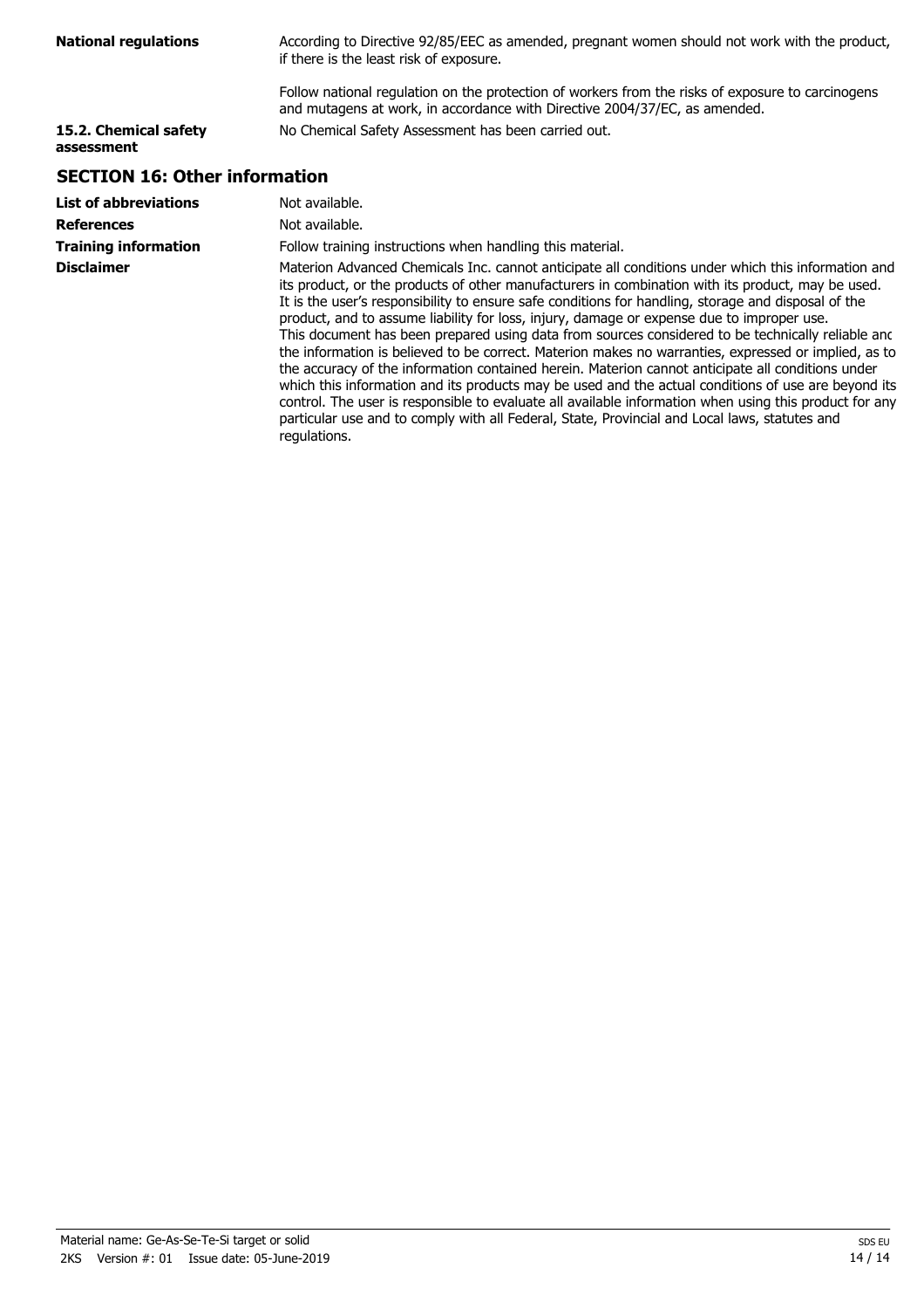| | |
|---|---|
| **National regulations** | According to Directive 92/85/EEC as amended, pregnant women should not work with the product, if there is the least risk of exposure.<br><br>Follow national regulation on the protection of workers from the risks of exposure to carcinogens and mutagens at work, in accordance with Directive 2004/37/EC, as amended. |
| **15.2. Chemical safety assessment** | No Chemical Safety Assessment has been carried out. |

## SECTION 16: Other information

| | |
|---|---|
| **List of abbreviations** | Not available. |
| **References** | Not available. |
| **Training information** | Follow training instructions when handling this material. |
| **Disclaimer** | Materion Advanced Chemicals Inc. cannot anticipate all conditions under which this information and its product, or the products of other manufacturers in combination with its product, may be used. It is the user's responsibility to ensure safe conditions for handling, storage and disposal of the product, and to assume liability for loss, injury, damage or expense due to improper use. This document has been prepared using data from sources considered to be technically reliable and the information is believed to be correct. Materion makes no warranties, expressed or implied, as to the accuracy of the information contained herein. Materion cannot anticipate all conditions under which this information and its products may be used and the actual conditions of use are beyond its control. The user is responsible to evaluate all available information when using this product for any particular use and to comply with all Federal, State, Provincial and Local laws, statutes and regulations. |

Material name: Ge-As-Se-Te-Si target or solid
2KS Version #: 01 Issue date: 05-June-2019